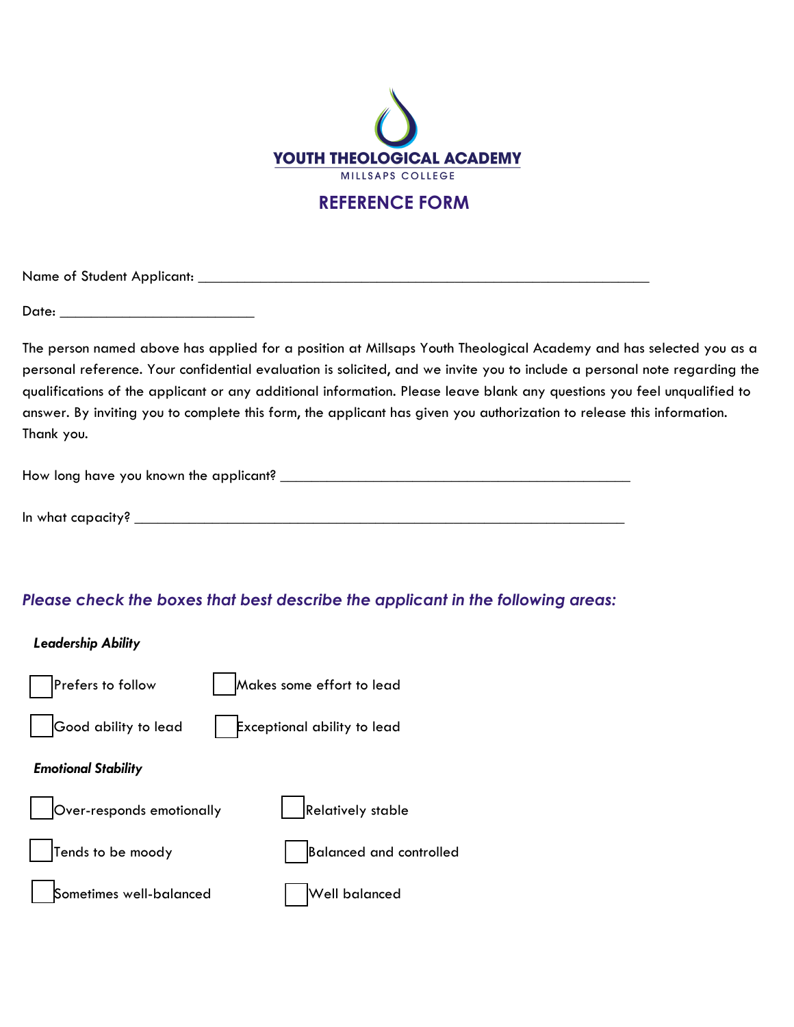**YOUTH THEOLOGICAL ACADEMY**

MILLSAPS COLLEGE

# REFERENCE FORM

Name of Student Applicant: ____________________________________________________________

Date: __________________________

The person named above has applied for a position at Millsaps Youth Theological Academy and has selected you as a personal reference. Your confidential evaluation is solicited, and we invite you to include a personal note regarding the qualifications of the applicant or any additional information. Please leave blank any questions you feel unqualified to answer. By inviting you to complete this form, the applicant has given you authorization to release this information. Thank you.

How long have you known the applicant? _______________________________________________

In what capacity? _________________________________________________________________

## *Please check the boxes that best describe the applicant in the following areas:*

***Leadership Ability***

- [ ] Prefers to follow
- [ ] Makes some effort to lead
- [ ] Good ability to lead
- [ ] Exceptional ability to lead

***Emotional Stability***

- [ ] Over-responds emotionally
- [ ] Relatively stable
- [ ] Tends to be moody
- [ ] Balanced and controlled
- [ ] Sometimes well-balanced
- [ ] Well balanced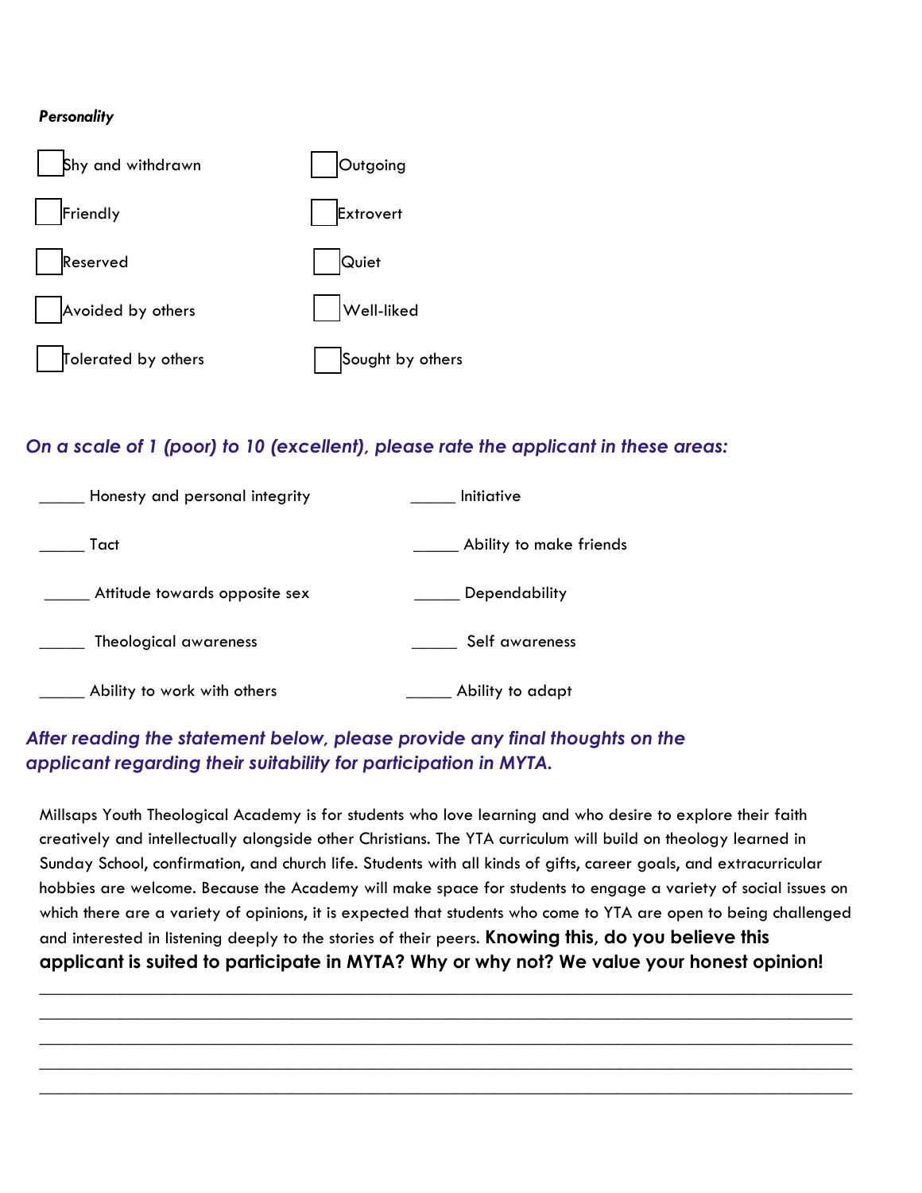***Personality***

| | |
|---|---|
| ☐ Shy and withdrawn | ☐ Outgoing |
| ☐ Friendly | ☐ Extrovert |
| ☐ Reserved | ☐ Quiet |
| ☐ Avoided by others | ☐ Well-liked |
| ☐ Tolerated by others | ☐ Sought by others |

### *On a scale of 1 (poor) to 10 (excellent), please rate the applicant in these areas:*

| | |
|---|---|
| _____ Honesty and personal integrity | _____ Initiative |
| _____ Tact | _____ Ability to make friends |
| _____ Attitude towards opposite sex | _____ Dependability |
| _____ Theological awareness | _____ Self awareness |
| _____ Ability to work with others | _____ Ability to adapt |

### *After reading the statement below, please provide any final thoughts on the applicant regarding their suitability for participation in MYTA.*

Millsaps Youth Theological Academy is for students who love learning and who desire to explore their faith creatively and intellectually alongside other Christians. The YTA curriculum will build on theology learned in Sunday School, confirmation, and church life. Students with all kinds of gifts, career goals, and extracurricular hobbies are welcome. Because the Academy will make space for students to engage a variety of social issues on which there are a variety of opinions, it is expected that students who come to YTA are open to being challenged and interested in listening deeply to the stories of their peers. **Knowing this, do you believe this applicant is suited to participate in MYTA? Why or why not? We value your honest opinion!**

_______________________________________________________________________________

_______________________________________________________________________________

_______________________________________________________________________________

_______________________________________________________________________________

_______________________________________________________________________________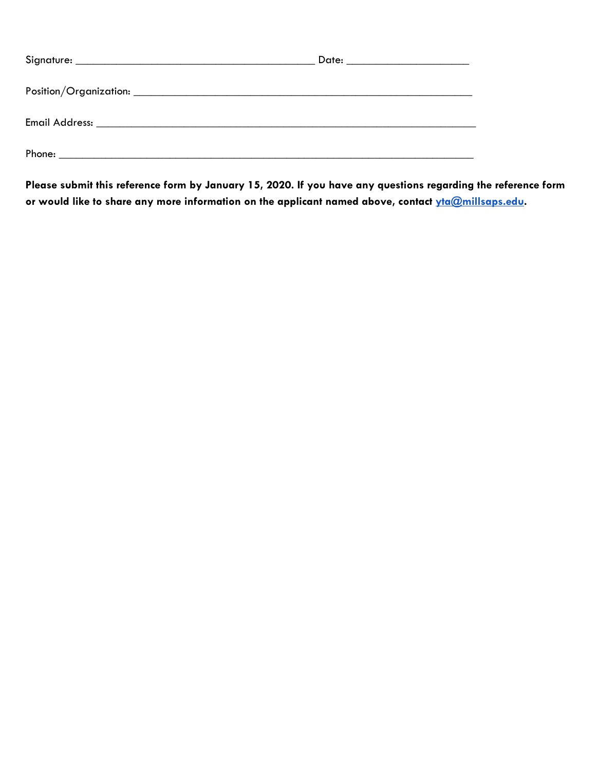Signature: ________________________________________ Date: ____________________

Position/Organization: _________________________________________________________

Email Address: _______________________________________________________________

Phone: ______________________________________________________________________

**Please submit this reference form by January 15, 2020. If you have any questions regarding the reference form or would like to share any more information on the applicant named above, contact [yta@millsaps.edu](mailto:yta@millsaps.edu).**